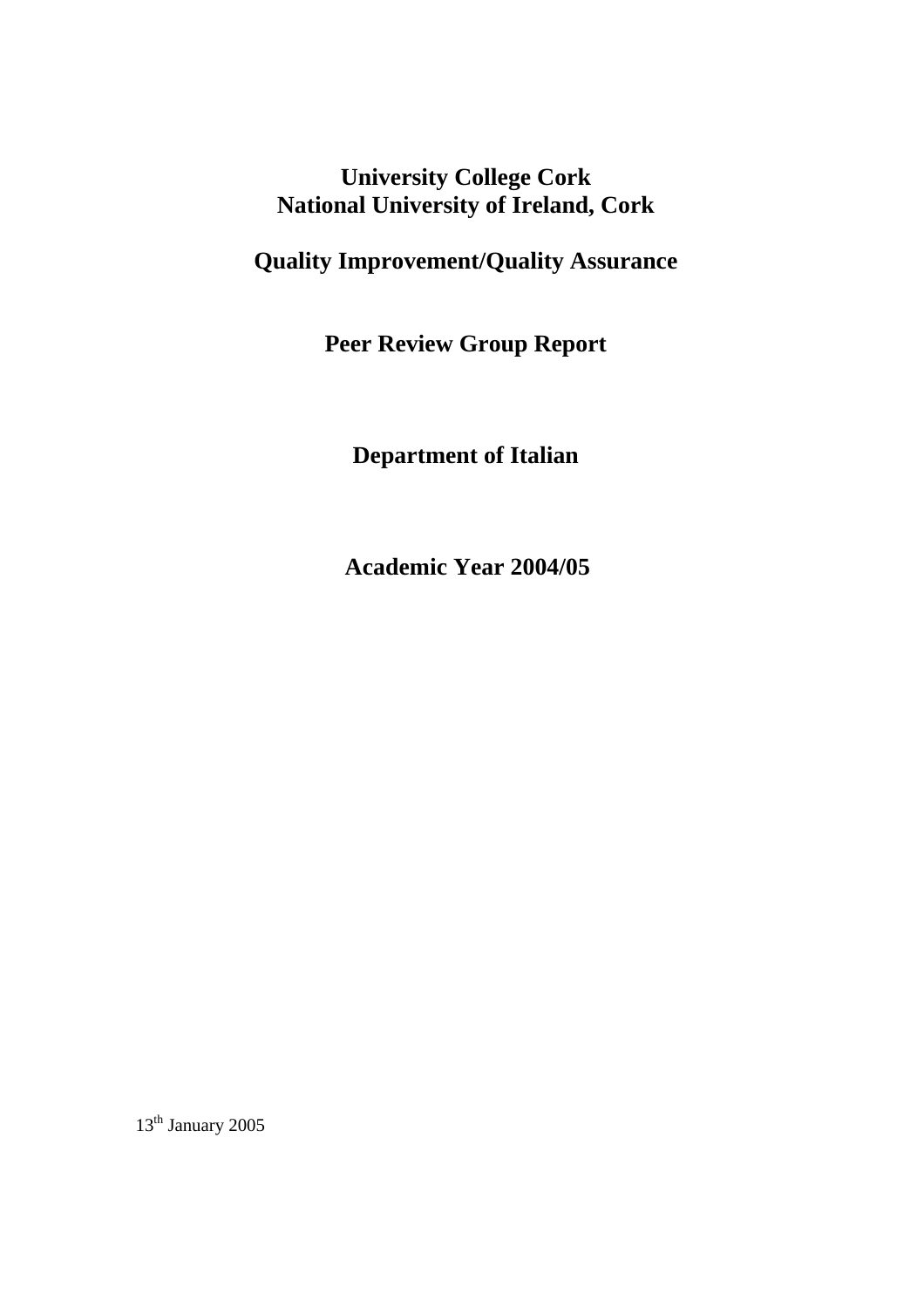# University College Cork
# National University of Ireland, Cork

## Quality Improvement/Quality Assurance

## Peer Review Group Report

## Department of Italian

## Academic Year 2004/05

13th January 2005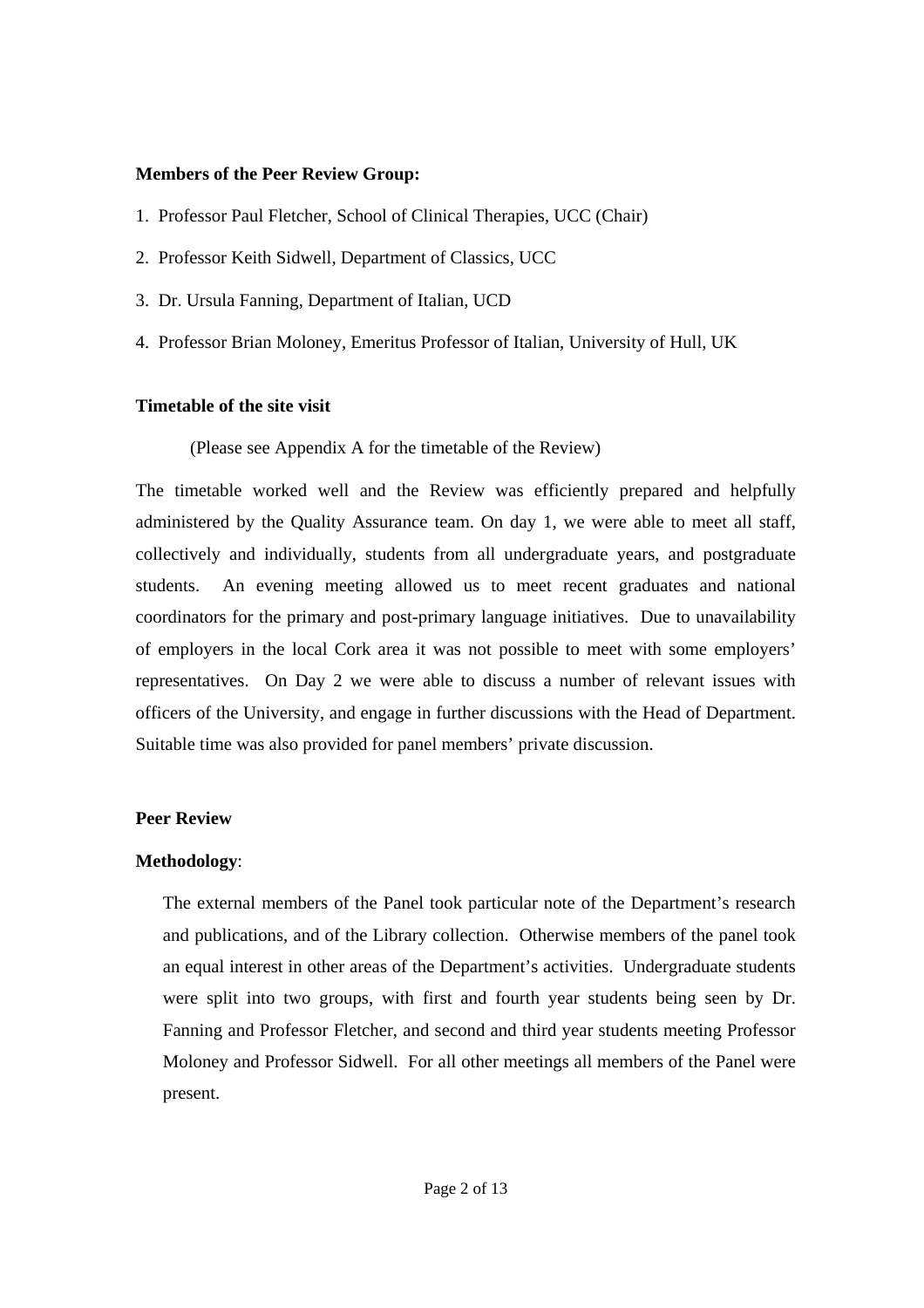**Members of the Peer Review Group:**

1. Professor Paul Fletcher, School of Clinical Therapies, UCC (Chair)
2. Professor Keith Sidwell, Department of Classics, UCC
3. Dr. Ursula Fanning, Department of Italian, UCD
4. Professor Brian Moloney, Emeritus Professor of Italian, University of Hull, UK

**Timetable of the site visit**

(Please see Appendix A for the timetable of the Review)

The timetable worked well and the Review was efficiently prepared and helpfully administered by the Quality Assurance team. On day 1, we were able to meet all staff, collectively and individually, students from all undergraduate years, and postgraduate students. An evening meeting allowed us to meet recent graduates and national coordinators for the primary and post-primary language initiatives. Due to unavailability of employers in the local Cork area it was not possible to meet with some employers' representatives. On Day 2 we were able to discuss a number of relevant issues with officers of the University, and engage in further discussions with the Head of Department. Suitable time was also provided for panel members' private discussion.

**Peer Review**

**Methodology**:

The external members of the Panel took particular note of the Department's research and publications, and of the Library collection. Otherwise members of the panel took an equal interest in other areas of the Department's activities. Undergraduate students were split into two groups, with first and fourth year students being seen by Dr. Fanning and Professor Fletcher, and second and third year students meeting Professor Moloney and Professor Sidwell. For all other meetings all members of the Panel were present.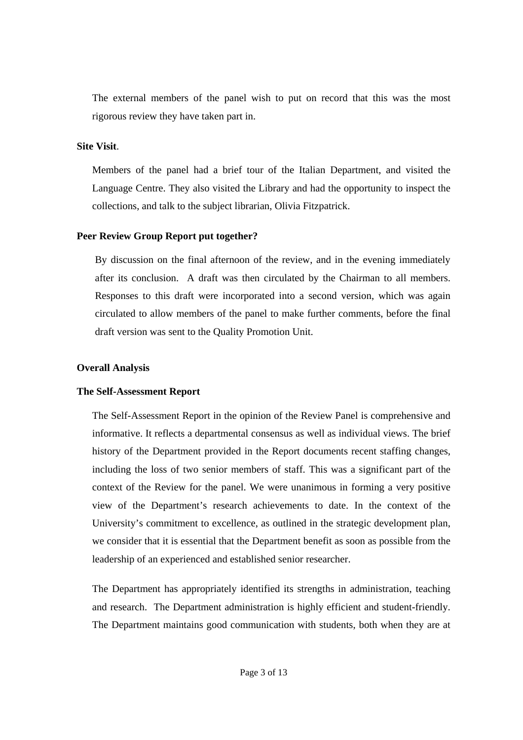The external members of the panel wish to put on record that this was the most rigorous review they have taken part in.

**Site Visit**.

Members of the panel had a brief tour of the Italian Department, and visited the Language Centre. They also visited the Library and had the opportunity to inspect the collections, and talk to the subject librarian, Olivia Fitzpatrick.

**Peer Review Group Report put together?**

By discussion on the final afternoon of the review, and in the evening immediately after its conclusion. A draft was then circulated by the Chairman to all members. Responses to this draft were incorporated into a second version, which was again circulated to allow members of the panel to make further comments, before the final draft version was sent to the Quality Promotion Unit.

**Overall Analysis**

**The Self-Assessment Report**

The Self-Assessment Report in the opinion of the Review Panel is comprehensive and informative. It reflects a departmental consensus as well as individual views. The brief history of the Department provided in the Report documents recent staffing changes, including the loss of two senior members of staff. This was a significant part of the context of the Review for the panel. We were unanimous in forming a very positive view of the Department's research achievements to date. In the context of the University's commitment to excellence, as outlined in the strategic development plan, we consider that it is essential that the Department benefit as soon as possible from the leadership of an experienced and established senior researcher.

The Department has appropriately identified its strengths in administration, teaching and research. The Department administration is highly efficient and student-friendly. The Department maintains good communication with students, both when they are at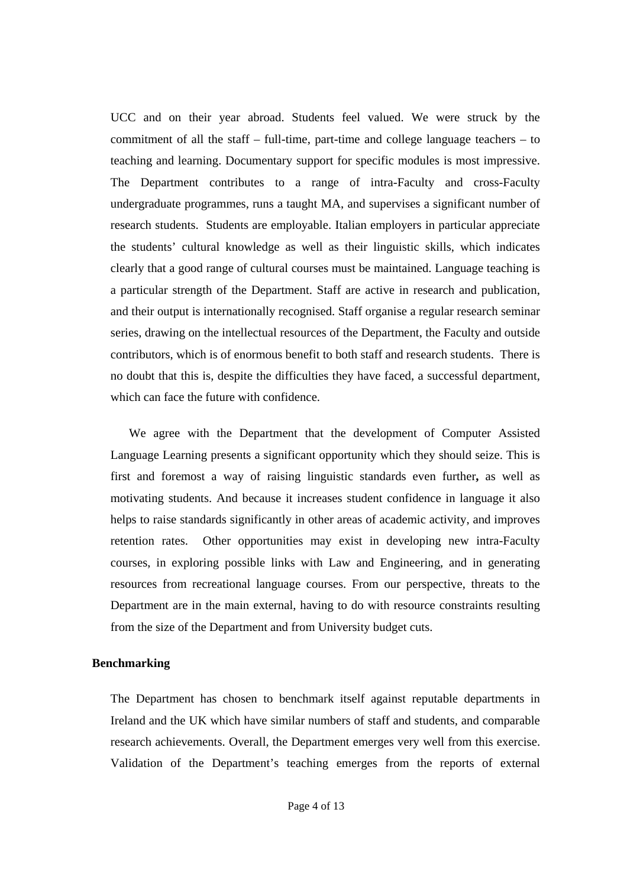UCC and on their year abroad. Students feel valued. We were struck by the commitment of all the staff – full-time, part-time and college language teachers – to teaching and learning. Documentary support for specific modules is most impressive. The Department contributes to a range of intra-Faculty and cross-Faculty undergraduate programmes, runs a taught MA, and supervises a significant number of research students. Students are employable. Italian employers in particular appreciate the students' cultural knowledge as well as their linguistic skills, which indicates clearly that a good range of cultural courses must be maintained. Language teaching is a particular strength of the Department. Staff are active in research and publication, and their output is internationally recognised. Staff organise a regular research seminar series, drawing on the intellectual resources of the Department, the Faculty and outside contributors, which is of enormous benefit to both staff and research students. There is no doubt that this is, despite the difficulties they have faced, a successful department, which can face the future with confidence.

We agree with the Department that the development of Computer Assisted Language Learning presents a significant opportunity which they should seize. This is first and foremost a way of raising linguistic standards even further**,** as well as motivating students. And because it increases student confidence in language it also helps to raise standards significantly in other areas of academic activity, and improves retention rates. Other opportunities may exist in developing new intra-Faculty courses, in exploring possible links with Law and Engineering, and in generating resources from recreational language courses. From our perspective, threats to the Department are in the main external, having to do with resource constraints resulting from the size of the Department and from University budget cuts.

**Benchmarking**

The Department has chosen to benchmark itself against reputable departments in Ireland and the UK which have similar numbers of staff and students, and comparable research achievements. Overall, the Department emerges very well from this exercise. Validation of the Department's teaching emerges from the reports of external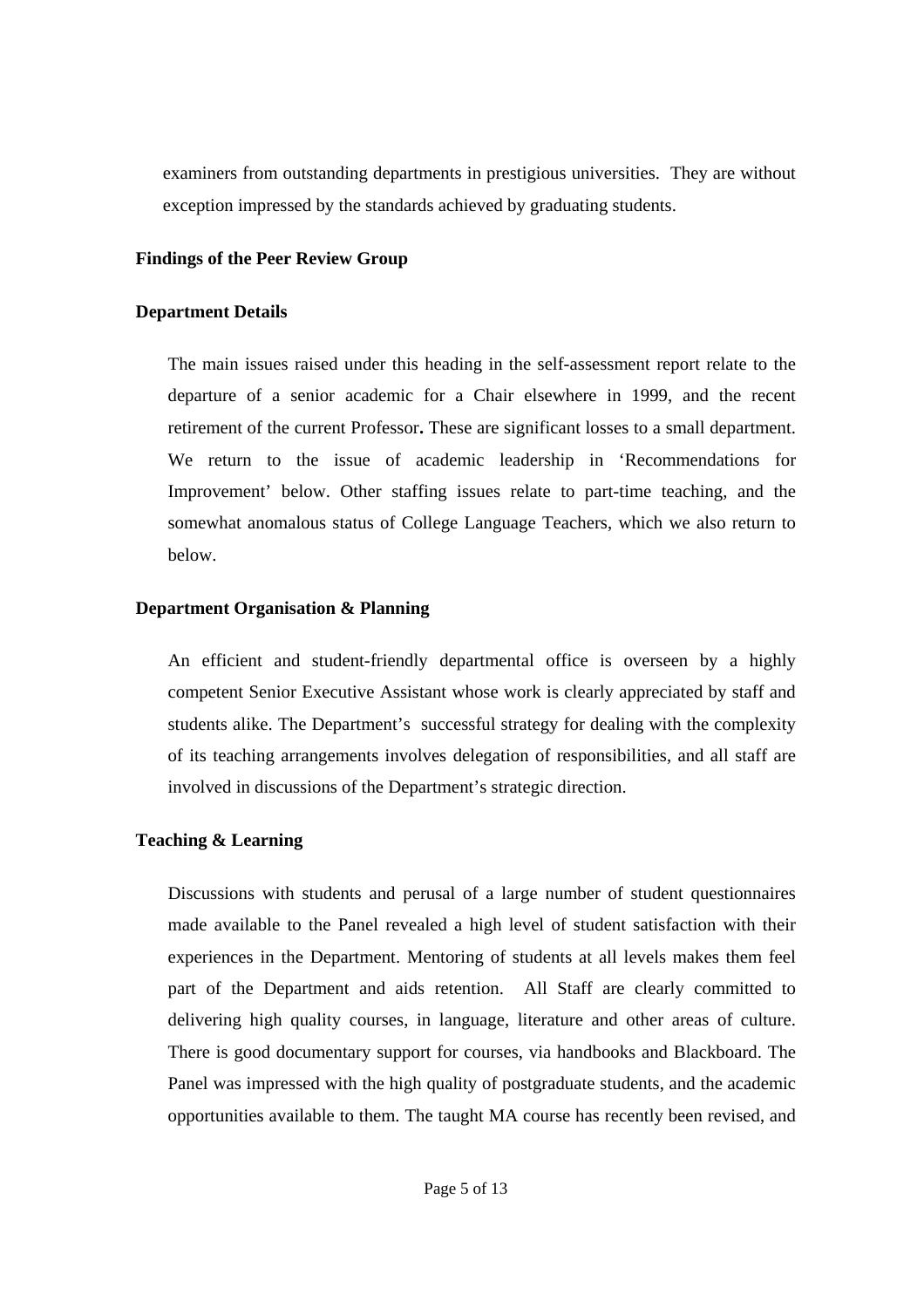examiners from outstanding departments in prestigious universities. They are without exception impressed by the standards achieved by graduating students.

**Findings of the Peer Review Group**

**Department Details**

The main issues raised under this heading in the self-assessment report relate to the departure of a senior academic for a Chair elsewhere in 1999, and the recent retirement of the current Professor**.** These are significant losses to a small department. We return to the issue of academic leadership in 'Recommendations for Improvement' below. Other staffing issues relate to part-time teaching, and the somewhat anomalous status of College Language Teachers, which we also return to below.

**Department Organisation & Planning**

An efficient and student-friendly departmental office is overseen by a highly competent Senior Executive Assistant whose work is clearly appreciated by staff and students alike. The Department's successful strategy for dealing with the complexity of its teaching arrangements involves delegation of responsibilities, and all staff are involved in discussions of the Department's strategic direction.

**Teaching & Learning**

Discussions with students and perusal of a large number of student questionnaires made available to the Panel revealed a high level of student satisfaction with their experiences in the Department. Mentoring of students at all levels makes them feel part of the Department and aids retention. All Staff are clearly committed to delivering high quality courses, in language, literature and other areas of culture. There is good documentary support for courses, via handbooks and Blackboard. The Panel was impressed with the high quality of postgraduate students, and the academic opportunities available to them. The taught MA course has recently been revised, and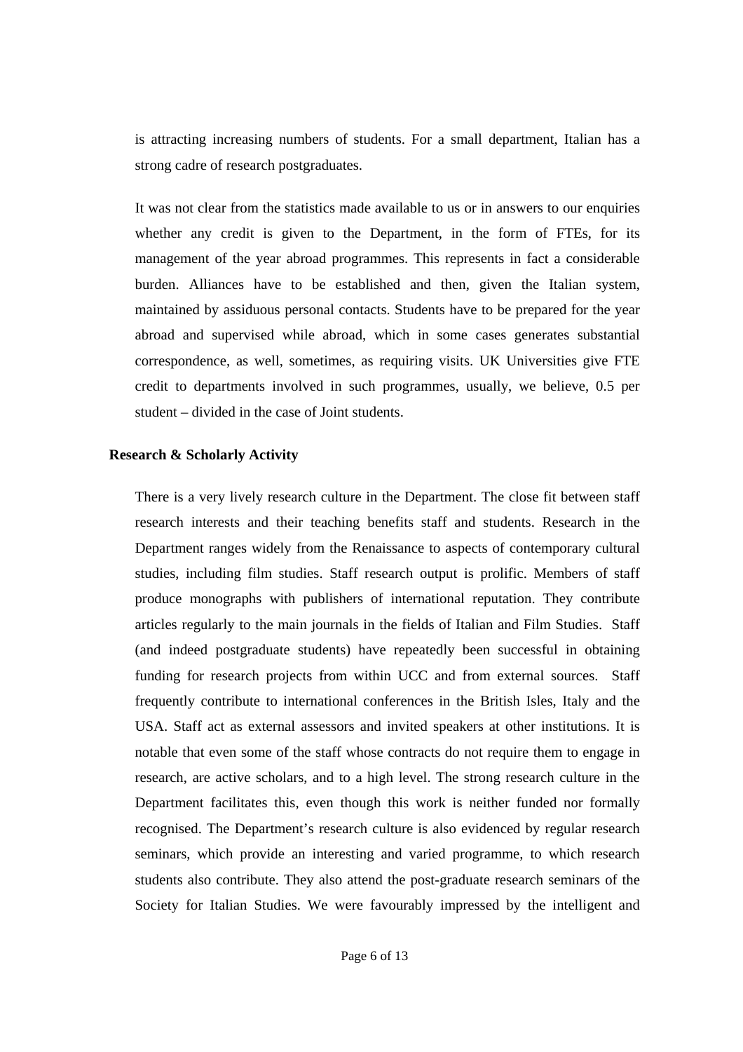is attracting increasing numbers of students. For a small department, Italian has a strong cadre of research postgraduates.

It was not clear from the statistics made available to us or in answers to our enquiries whether any credit is given to the Department, in the form of FTEs, for its management of the year abroad programmes. This represents in fact a considerable burden. Alliances have to be established and then, given the Italian system, maintained by assiduous personal contacts. Students have to be prepared for the year abroad and supervised while abroad, which in some cases generates substantial correspondence, as well, sometimes, as requiring visits. UK Universities give FTE credit to departments involved in such programmes, usually, we believe, 0.5 per student – divided in the case of Joint students.

**Research & Scholarly Activity**

There is a very lively research culture in the Department. The close fit between staff research interests and their teaching benefits staff and students. Research in the Department ranges widely from the Renaissance to aspects of contemporary cultural studies, including film studies. Staff research output is prolific. Members of staff produce monographs with publishers of international reputation. They contribute articles regularly to the main journals in the fields of Italian and Film Studies. Staff (and indeed postgraduate students) have repeatedly been successful in obtaining funding for research projects from within UCC and from external sources. Staff frequently contribute to international conferences in the British Isles, Italy and the USA. Staff act as external assessors and invited speakers at other institutions. It is notable that even some of the staff whose contracts do not require them to engage in research, are active scholars, and to a high level. The strong research culture in the Department facilitates this, even though this work is neither funded nor formally recognised. The Department's research culture is also evidenced by regular research seminars, which provide an interesting and varied programme, to which research students also contribute. They also attend the post-graduate research seminars of the Society for Italian Studies. We were favourably impressed by the intelligent and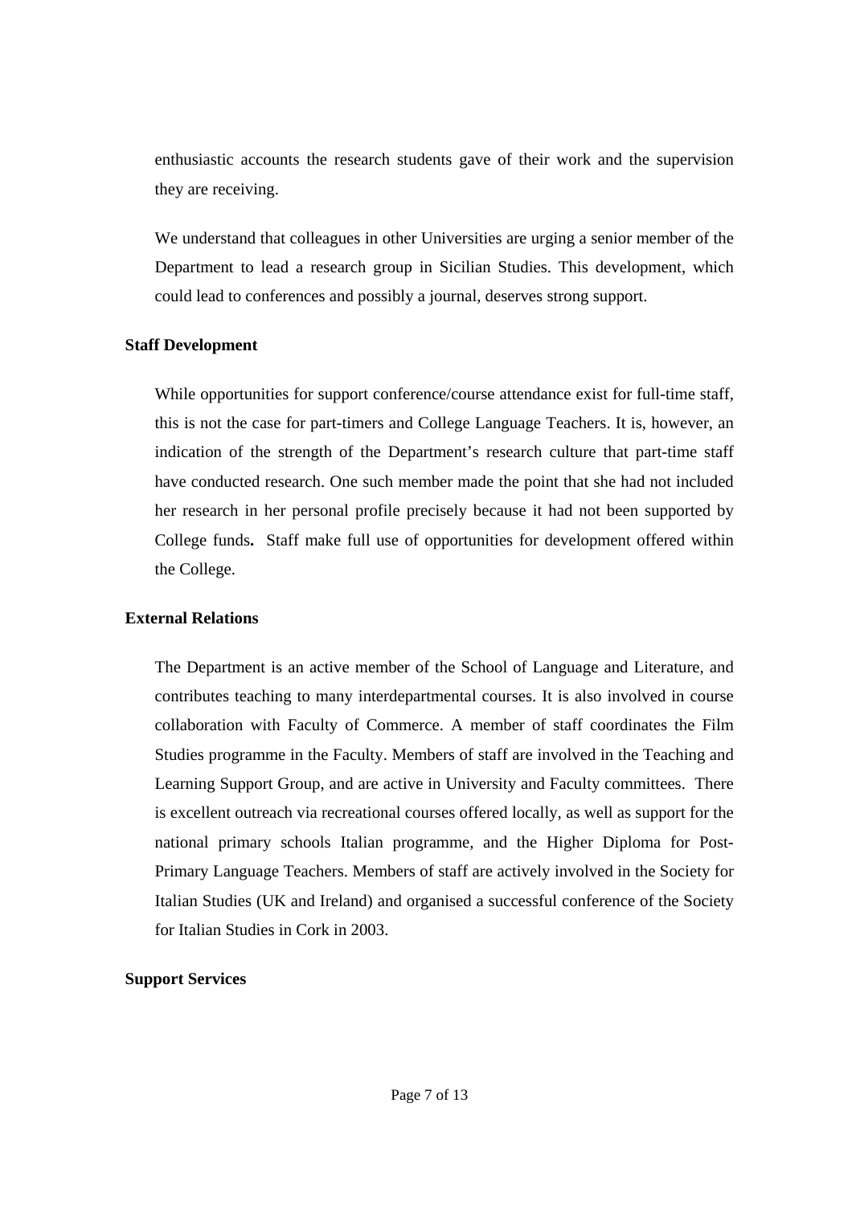enthusiastic accounts the research students gave of their work and the supervision they are receiving.

We understand that colleagues in other Universities are urging a senior member of the Department to lead a research group in Sicilian Studies. This development, which could lead to conferences and possibly a journal, deserves strong support.

**Staff Development**

While opportunities for support conference/course attendance exist for full-time staff, this is not the case for part-timers and College Language Teachers. It is, however, an indication of the strength of the Department's research culture that part-time staff have conducted research. One such member made the point that she had not included her research in her personal profile precisely because it had not been supported by College funds. Staff make full use of opportunities for development offered within the College.

**External Relations**

The Department is an active member of the School of Language and Literature, and contributes teaching to many interdepartmental courses. It is also involved in course collaboration with Faculty of Commerce. A member of staff coordinates the Film Studies programme in the Faculty. Members of staff are involved in the Teaching and Learning Support Group, and are active in University and Faculty committees. There is excellent outreach via recreational courses offered locally, as well as support for the national primary schools Italian programme, and the Higher Diploma for Post-Primary Language Teachers. Members of staff are actively involved in the Society for Italian Studies (UK and Ireland) and organised a successful conference of the Society for Italian Studies in Cork in 2003.

**Support Services**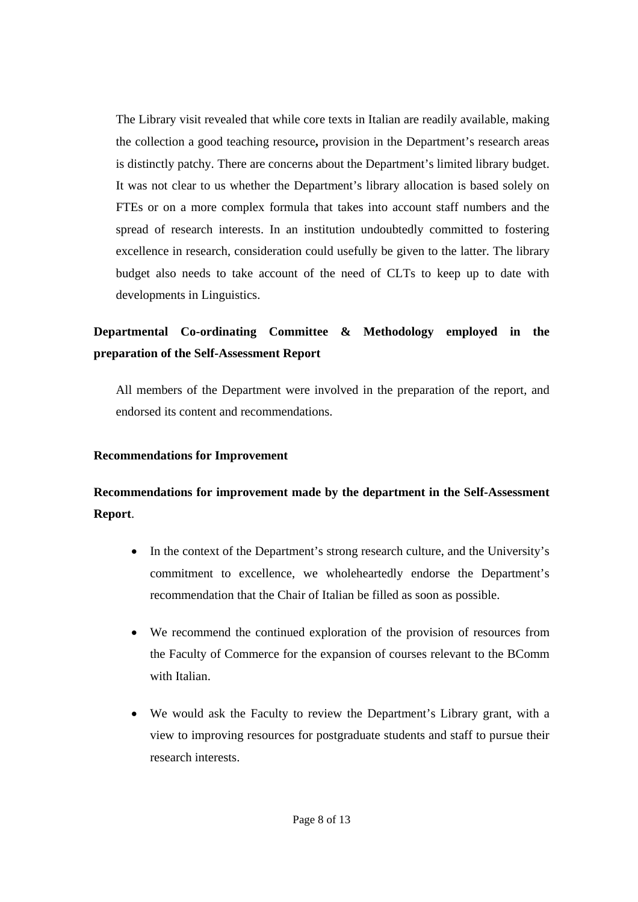The Library visit revealed that while core texts in Italian are readily available, making the collection a good teaching resource**,** provision in the Department's research areas is distinctly patchy. There are concerns about the Department's limited library budget. It was not clear to us whether the Department's library allocation is based solely on FTEs or on a more complex formula that takes into account staff numbers and the spread of research interests. In an institution undoubtedly committed to fostering excellence in research, consideration could usefully be given to the latter. The library budget also needs to take account of the need of CLTs to keep up to date with developments in Linguistics.

**Departmental Co-ordinating Committee & Methodology employed in the preparation of the Self-Assessment Report**

All members of the Department were involved in the preparation of the report, and endorsed its content and recommendations.

**Recommendations for Improvement**

**Recommendations for improvement made by the department in the Self-Assessment Report**.

- In the context of the Department's strong research culture, and the University's commitment to excellence, we wholeheartedly endorse the Department's recommendation that the Chair of Italian be filled as soon as possible.

- We recommend the continued exploration of the provision of resources from the Faculty of Commerce for the expansion of courses relevant to the BComm with Italian.

- We would ask the Faculty to review the Department's Library grant, with a view to improving resources for postgraduate students and staff to pursue their research interests.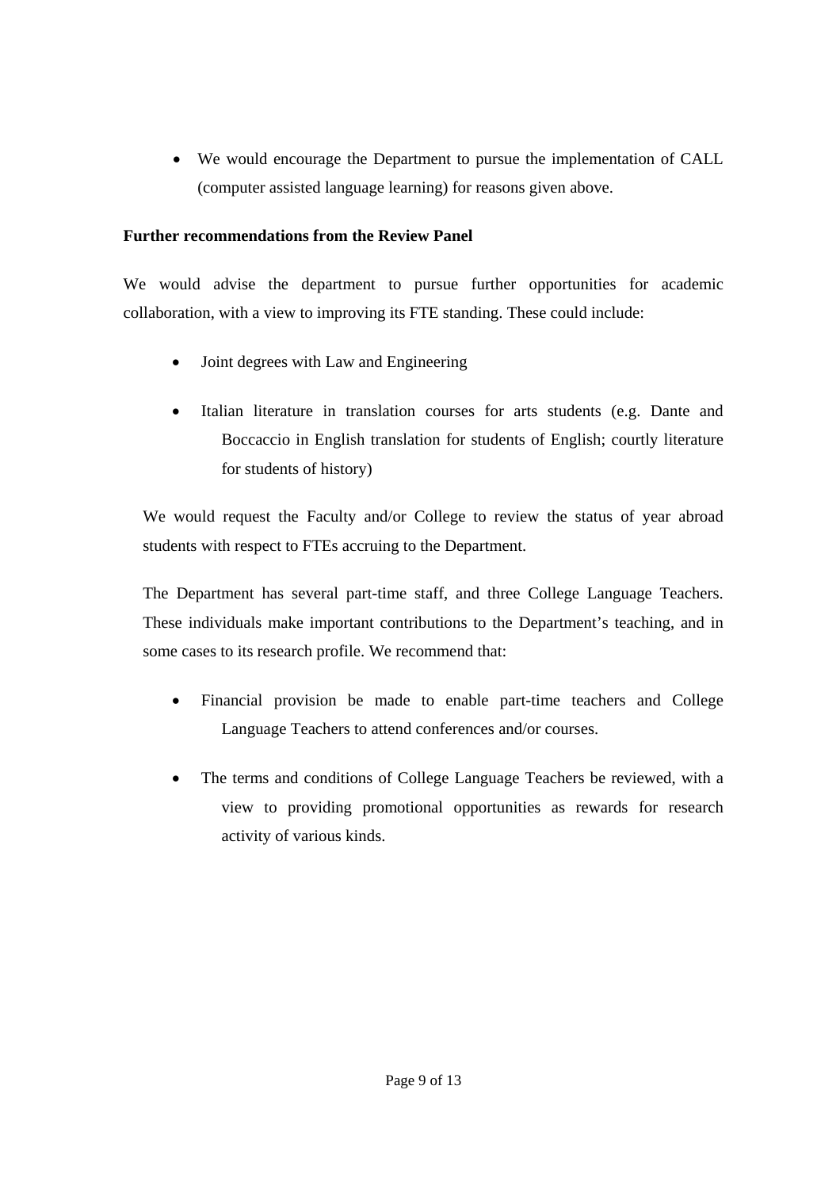- We would encourage the Department to pursue the implementation of CALL (computer assisted language learning) for reasons given above.

**Further recommendations from the Review Panel**

We would advise the department to pursue further opportunities for academic collaboration, with a view to improving its FTE standing. These could include:

- Joint degrees with Law and Engineering

- Italian literature in translation courses for arts students (e.g. Dante and Boccaccio in English translation for students of English; courtly literature for students of history)

We would request the Faculty and/or College to review the status of year abroad students with respect to FTEs accruing to the Department.

The Department has several part-time staff, and three College Language Teachers. These individuals make important contributions to the Department's teaching, and in some cases to its research profile. We recommend that:

- Financial provision be made to enable part-time teachers and College Language Teachers to attend conferences and/or courses.

- The terms and conditions of College Language Teachers be reviewed, with a view to providing promotional opportunities as rewards for research activity of various kinds.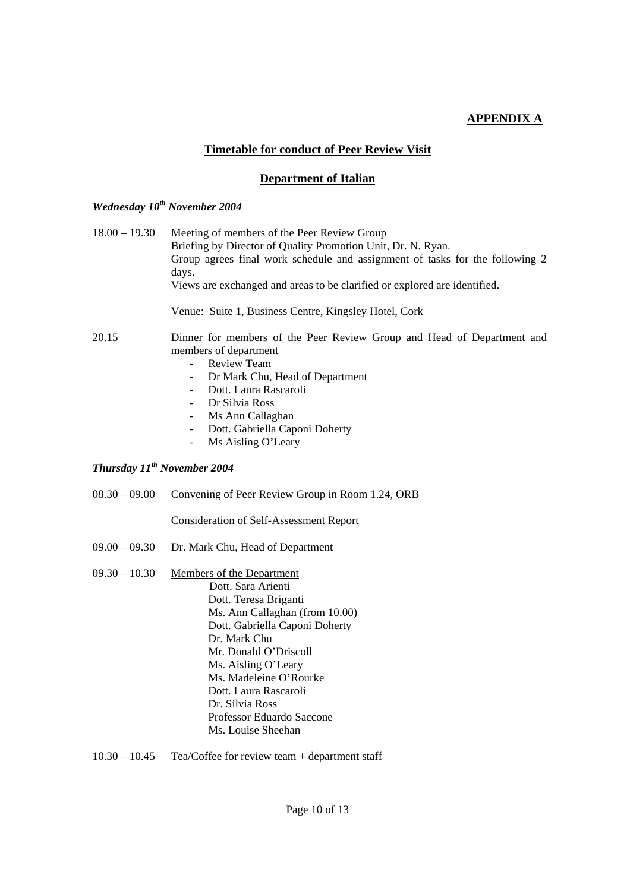**APPENDIX A**

## Timetable for conduct of Peer Review Visit

## Department of Italian

### *Wednesday 10th November 2004*

18.00 – 19.30 Meeting of members of the Peer Review Group
Briefing by Director of Quality Promotion Unit, Dr. N. Ryan.
Group agrees final work schedule and assignment of tasks for the following 2 days.
Views are exchanged and areas to be clarified or explored are identified.

Venue: Suite 1, Business Centre, Kingsley Hotel, Cork

20.15 Dinner for members of the Peer Review Group and Head of Department and members of department

- Review Team
- Dr Mark Chu, Head of Department
- Dott. Laura Rascaroli
- Dr Silvia Ross
- Ms Ann Callaghan
- Dott. Gabriella Caponi Doherty
- Ms Aisling O'Leary

### *Thursday 11th November 2004*

08.30 – 09.00 Convening of Peer Review Group in Room 1.24, ORB

Consideration of Self-Assessment Report

09.00 – 09.30 Dr. Mark Chu, Head of Department

09.30 – 10.30 Members of the Department

Dott. Sara Arienti
Dott. Teresa Briganti
Ms. Ann Callaghan (from 10.00)
Dott. Gabriella Caponi Doherty
Dr. Mark Chu
Mr. Donald O'Driscoll
Ms. Aisling O'Leary
Ms. Madeleine O'Rourke
Dott. Laura Rascaroli
Dr. Silvia Ross
Professor Eduardo Saccone
Ms. Louise Sheehan

10.30 – 10.45 Tea/Coffee for review team + department staff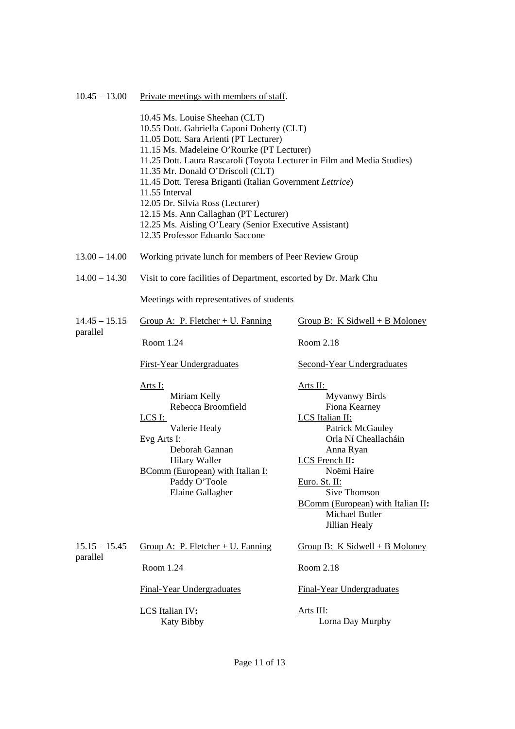10.45 – 13.00 Private meetings with members of staff.

10.45 Ms. Louise Sheehan (CLT)
10.55 Dott. Gabriella Caponi Doherty (CLT)
11.05 Dott. Sara Arienti (PT Lecturer)
11.15 Ms. Madeleine O'Rourke (PT Lecturer)
11.25 Dott. Laura Rascaroli (Toyota Lecturer in Film and Media Studies)
11.35 Mr. Donald O'Driscoll (CLT)
11.45 Dott. Teresa Briganti (Italian Government *Lettrice*)
11.55 Interval
12.05 Dr. Silvia Ross (Lecturer)
12.15 Ms. Ann Callaghan (PT Lecturer)
12.25 Ms. Aisling O'Leary (Senior Executive Assistant)
12.35 Professor Eduardo Saccone

13.00 – 14.00 Working private lunch for members of Peer Review Group

14.00 – 14.30 Visit to core facilities of Department, escorted by Dr. Mark Chu

Meetings with representatives of students

**14.45 – 15.15 parallel**

Group A: P. Fletcher + U. Fanning

Room 1.24

First-Year Undergraduates

Arts I:
- Miriam Kelly
- Rebecca Broomfield

LCS I:
- Valerie Healy

Evg Arts I:
- Deborah Gannan
- Hilary Waller

BComm (European) with Italian I:
- Paddy O'Toole
- Elaine Gallagher

Group B: K Sidwell + B Moloney

Room 2.18

Second-Year Undergraduates

Arts II:
- Myvanwy Birds
- Fiona Kearney

LCS Italian II:
- Patrick McGauley
- Orla Ní Cheallacháin
- Anna Ryan

LCS French II**:**
- Noëmi Haire

Euro. St. II:
- Sive Thomson

BComm (European) with Italian II**:**
- Michael Butler
- Jillian Healy

**15.15 – 15.45 parallel**

Group A: P. Fletcher + U. Fanning

Room 1.24

Final-Year Undergraduates

LCS Italian IV**:**
- Katy Bibby

Group B: K Sidwell + B Moloney

Room 2.18

Final-Year Undergraduates

Arts III:
- Lorna Day Murphy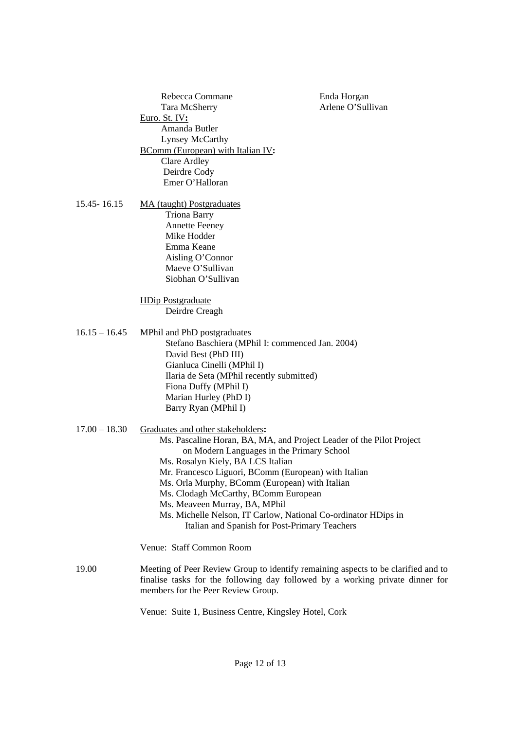Rebecca Commane
Tara McSherry
Enda Horgan
Arlene O'Sullivan

Euro. St. IV**:**
- Amanda Butler
- Lynsey McCarthy

BComm (European) with Italian IV**:**
- Clare Ardley
- Deirdre Cody
- Emer O'Halloran

**15.45- 16.15** MA (taught) Postgraduates
- Triona Barry
- Annette Feeney
- Mike Hodder
- Emma Keane
- Aisling O'Connor
- Maeve O'Sullivan
- Siobhan O'Sullivan

HDip Postgraduate
- Deirdre Creagh

**16.15 – 16.45** MPhil and PhD postgraduates
- Stefano Baschiera (MPhil I: commenced Jan. 2004)
- David Best (PhD III)
- Gianluca Cinelli (MPhil I)
- Ilaria de Seta (MPhil recently submitted)
- Fiona Duffy (MPhil I)
- Marian Hurley (PhD I)
- Barry Ryan (MPhil I)

**17.00 – 18.30** Graduates and other stakeholders**:**
- Ms. Pascaline Horan, BA, MA, and Project Leader of the Pilot Project on Modern Languages in the Primary School
- Ms. Rosalyn Kiely, BA LCS Italian
- Mr. Francesco Liguori, BComm (European) with Italian
- Ms. Orla Murphy, BComm (European) with Italian
- Ms. Clodagh McCarthy, BComm European
- Ms. Meaveen Murray, BA, MPhil
- Ms. Michelle Nelson, IT Carlow, National Co-ordinator HDips in Italian and Spanish for Post-Primary Teachers

Venue: Staff Common Room

**19.00** Meeting of Peer Review Group to identify remaining aspects to be clarified and to finalise tasks for the following day followed by a working private dinner for members for the Peer Review Group.

Venue: Suite 1, Business Centre, Kingsley Hotel, Cork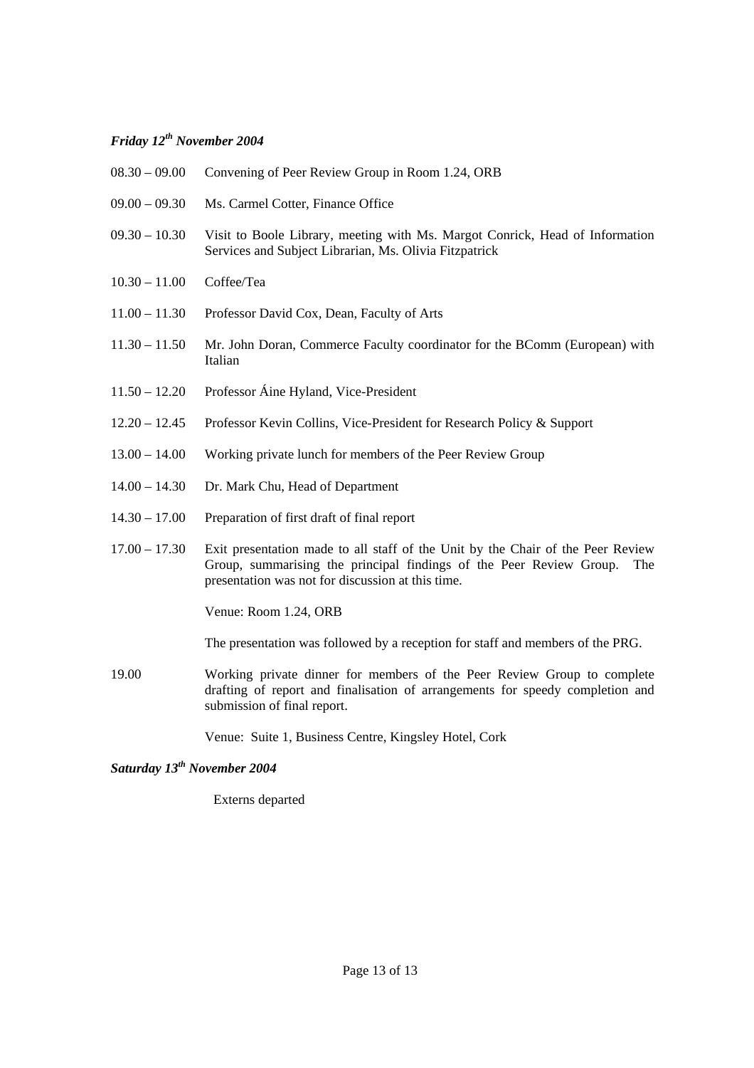***Friday 12th November 2004***

| | |
|---|---|
| 08.30 – 09.00 | Convening of Peer Review Group in Room 1.24, ORB |
| 09.00 – 09.30 | Ms. Carmel Cotter, Finance Office |
| 09.30 – 10.30 | Visit to Boole Library, meeting with Ms. Margot Conrick, Head of Information Services and Subject Librarian, Ms. Olivia Fitzpatrick |
| 10.30 – 11.00 | Coffee/Tea |
| 11.00 – 11.30 | Professor David Cox, Dean, Faculty of Arts |
| 11.30 – 11.50 | Mr. John Doran, Commerce Faculty coordinator for the BComm (European) with Italian |
| 11.50 – 12.20 | Professor Áine Hyland, Vice-President |
| 12.20 – 12.45 | Professor Kevin Collins, Vice-President for Research Policy & Support |
| 13.00 – 14.00 | Working private lunch for members of the Peer Review Group |
| 14.00 – 14.30 | Dr. Mark Chu, Head of Department |
| 14.30 – 17.00 | Preparation of first draft of final report |
| 17.00 – 17.30 | Exit presentation made to all staff of the Unit by the Chair of the Peer Review Group, summarising the principal findings of the Peer Review Group. The presentation was not for discussion at this time.<br><br>Venue: Room 1.24, ORB<br><br>The presentation was followed by a reception for staff and members of the PRG. |
| 19.00 | Working private dinner for members of the Peer Review Group to complete drafting of report and finalisation of arrangements for speedy completion and submission of final report.<br><br>Venue: Suite 1, Business Centre, Kingsley Hotel, Cork |

***Saturday 13th November 2004***

Externs departed